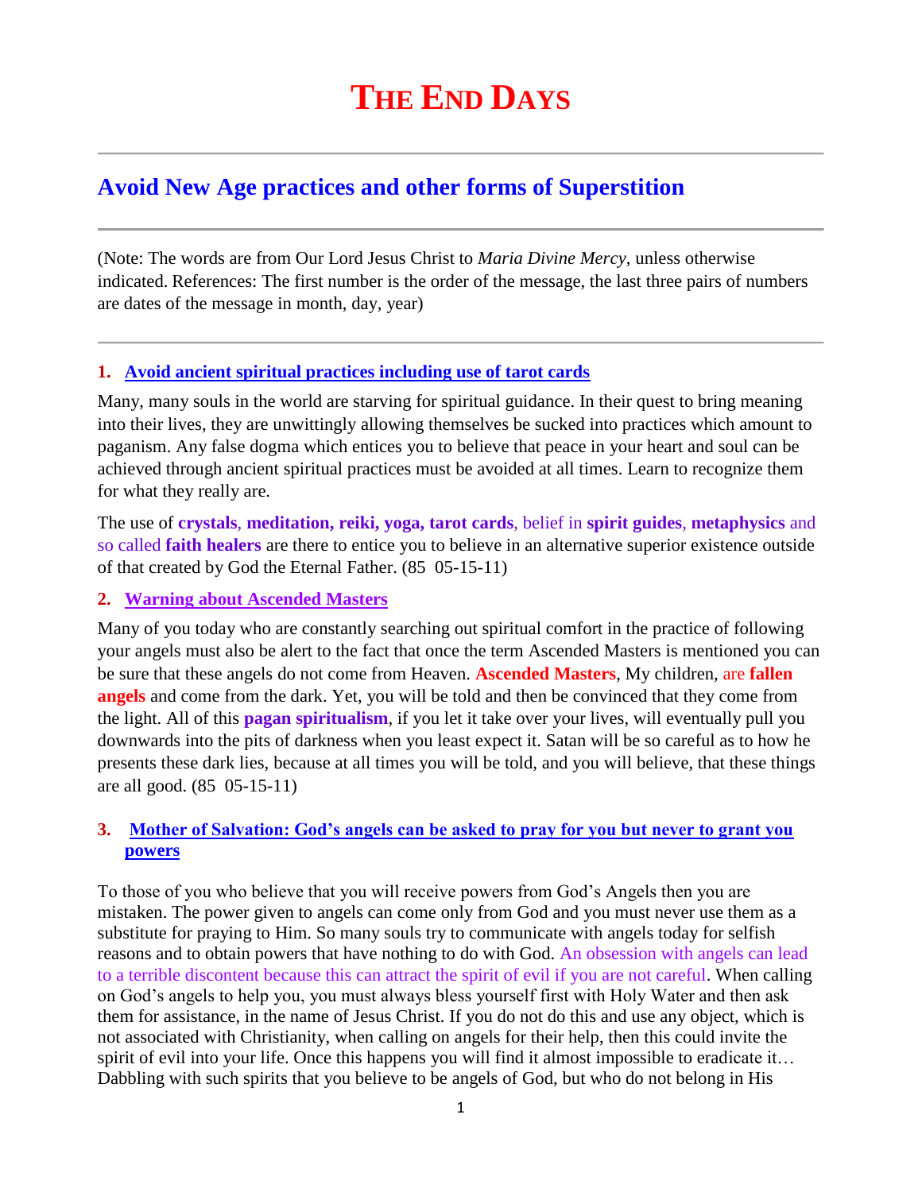# The End Days

## Avoid New Age practices and other forms of Superstition

(Note: The words are from Our Lord Jesus Christ to *Maria Divine Mercy*, unless otherwise indicated. References: The first number is the order of the message, the last three pairs of numbers are dates of the message in month, day, year)

### 1. Avoid ancient spiritual practices including use of tarot cards

Many, many souls in the world are starving for spiritual guidance. In their quest to bring meaning into their lives, they are unwittingly allowing themselves be sucked into practices which amount to paganism. Any false dogma which entices you to believe that peace in your heart and soul can be achieved through ancient spiritual practices must be avoided at all times. Learn to recognize them for what they really are.

The use of **crystals**, **meditation, reiki, yoga, tarot cards**, belief in **spirit guides**, **metaphysics** and so called **faith healers** are there to entice you to believe in an alternative superior existence outside of that created by God the Eternal Father. (85 05-15-11)

### 2. Warning about Ascended Masters

Many of you today who are constantly searching out spiritual comfort in the practice of following your angels must also be alert to the fact that once the term Ascended Masters is mentioned you can be sure that these angels do not come from Heaven. **Ascended Masters**, My children, are **fallen angels** and come from the dark. Yet, you will be told and then be convinced that they come from the light. All of this **pagan spiritualism**, if you let it take over your lives, will eventually pull you downwards into the pits of darkness when you least expect it. Satan will be so careful as to how he presents these dark lies, because at all times you will be told, and you will believe, that these things are all good. (85 05-15-11)

### 3. Mother of Salvation: God's angels can be asked to pray for you but never to grant you powers

To those of you who believe that you will receive powers from God's Angels then you are mistaken. The power given to angels can come only from God and you must never use them as a substitute for praying to Him. So many souls try to communicate with angels today for selfish reasons and to obtain powers that have nothing to do with God. An obsession with angels can lead to a terrible discontent because this can attract the spirit of evil if you are not careful. When calling on God's angels to help you, you must always bless yourself first with Holy Water and then ask them for assistance, in the name of Jesus Christ. If you do not do this and use any object, which is not associated with Christianity, when calling on angels for their help, then this could invite the spirit of evil into your life. Once this happens you will find it almost impossible to eradicate it… Dabbling with such spirits that you believe to be angels of God, but who do not belong in His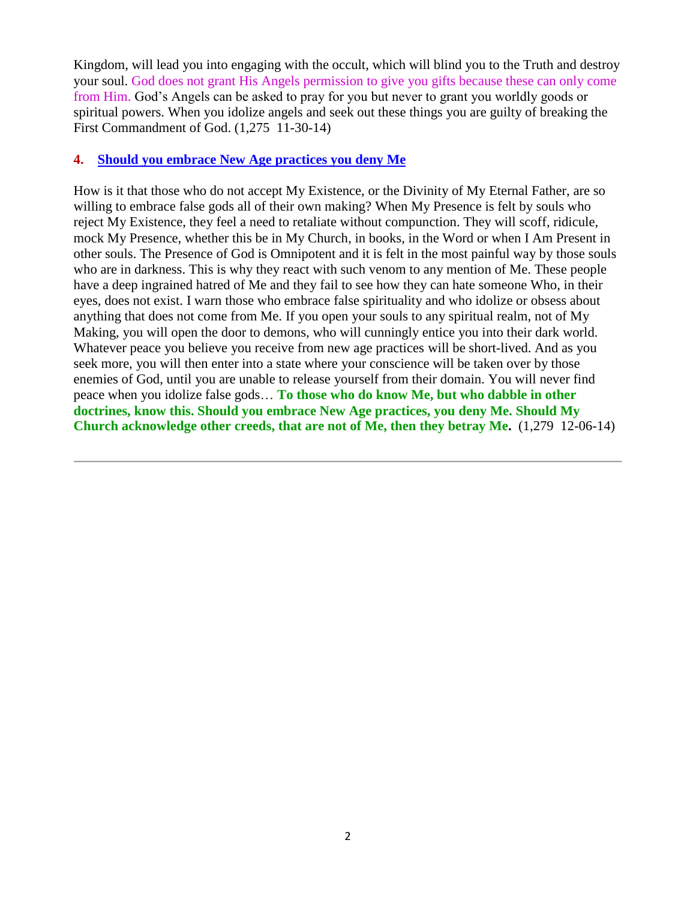Kingdom, will lead you into engaging with the occult, which will blind you to the Truth and destroy your soul. God does not grant His Angels permission to give you gifts because these can only come from Him. God's Angels can be asked to pray for you but never to grant you worldly goods or spiritual powers. When you idolize angels and seek out these things you are guilty of breaking the First Commandment of God. (1,275 11-30-14)

### 4. Should you embrace New Age practices you deny Me

How is it that those who do not accept My Existence, or the Divinity of My Eternal Father, are so willing to embrace false gods all of their own making? When My Presence is felt by souls who reject My Existence, they feel a need to retaliate without compunction. They will scoff, ridicule, mock My Presence, whether this be in My Church, in books, in the Word or when I Am Present in other souls. The Presence of God is Omnipotent and it is felt in the most painful way by those souls who are in darkness. This is why they react with such venom to any mention of Me. These people have a deep ingrained hatred of Me and they fail to see how they can hate someone Who, in their eyes, does not exist. I warn those who embrace false spirituality and who idolize or obsess about anything that does not come from Me. If you open your souls to any spiritual realm, not of My Making, you will open the door to demons, who will cunningly entice you into their dark world. Whatever peace you believe you receive from new age practices will be short-lived. And as you seek more, you will then enter into a state where your conscience will be taken over by those enemies of God, until you are unable to release yourself from their domain. You will never find peace when you idolize false gods… **To those who do know Me, but who dabble in other doctrines, know this. Should you embrace New Age practices, you deny Me. Should My Church acknowledge other creeds, that are not of Me, then they betray Me.** (1,279 12-06-14)

---